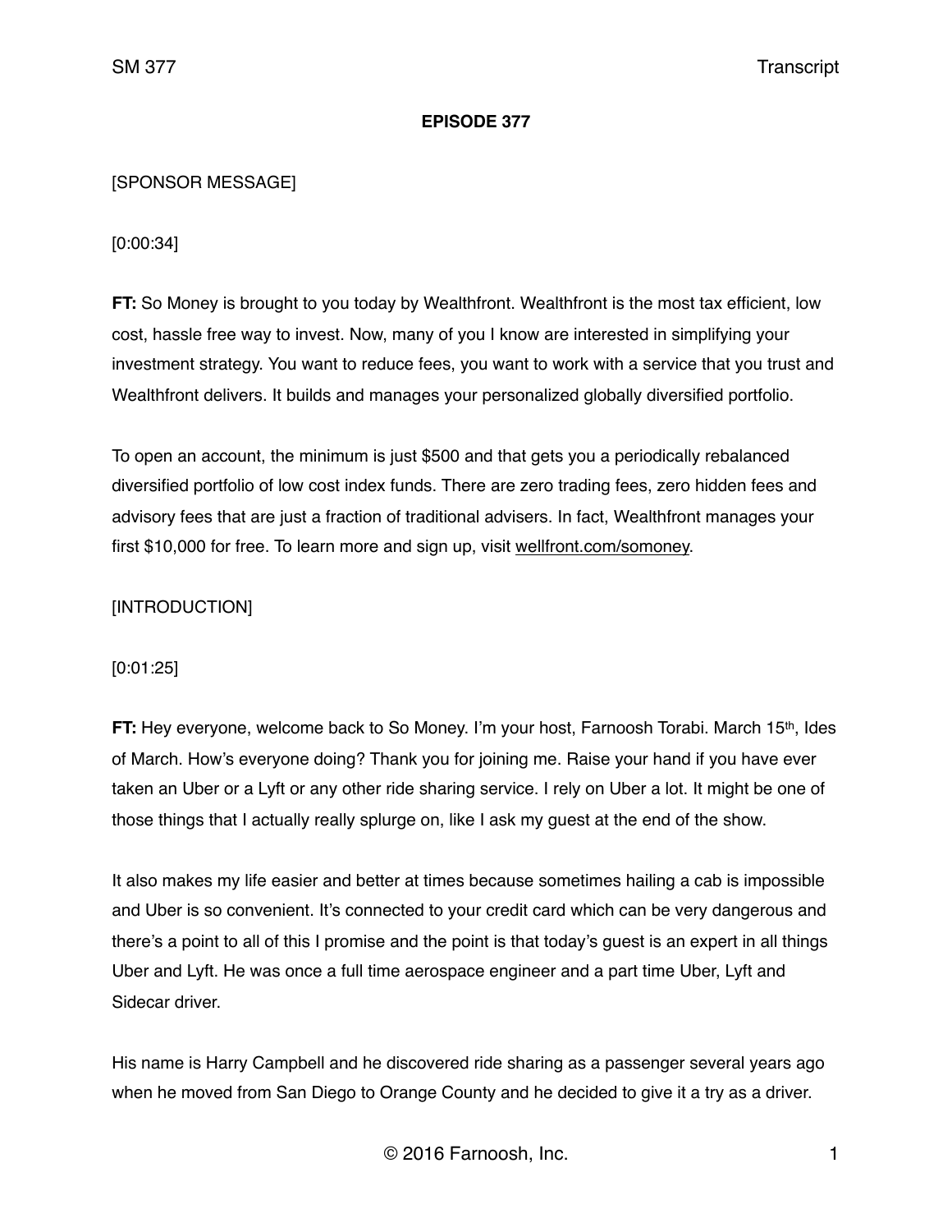**EPISODE 377**

[SPONSOR MESSAGE]

[0:00:34]

**FT:** So Money is brought to you today by Wealthfront. Wealthfront is the most tax efficient, low cost, hassle free way to invest. Now, many of you I know are interested in simplifying your investment strategy. You want to reduce fees, you want to work with a service that you trust and Wealthfront delivers. It builds and manages your personalized globally diversified portfolio.

To open an account, the minimum is just $500 and that gets you a periodically rebalanced diversified portfolio of low cost index funds. There are zero trading fees, zero hidden fees and advisory fees that are just a fraction of traditional advisers. In fact, Wealthfront manages your first $10,000 for free. To learn more and sign up, visit wellfront.com/somoney.

[INTRODUCTION]

[0:01:25]

**FT:** Hey everyone, welcome back to So Money. I'm your host, Farnoosh Torabi. March 15th, Ides of March. How's everyone doing? Thank you for joining me. Raise your hand if you have ever taken an Uber or a Lyft or any other ride sharing service. I rely on Uber a lot. It might be one of those things that I actually really splurge on, like I ask my guest at the end of the show.

It also makes my life easier and better at times because sometimes hailing a cab is impossible and Uber is so convenient. It's connected to your credit card which can be very dangerous and there's a point to all of this I promise and the point is that today's guest is an expert in all things Uber and Lyft. He was once a full time aerospace engineer and a part time Uber, Lyft and Sidecar driver.

His name is Harry Campbell and he discovered ride sharing as a passenger several years ago when he moved from San Diego to Orange County and he decided to give it a try as a driver.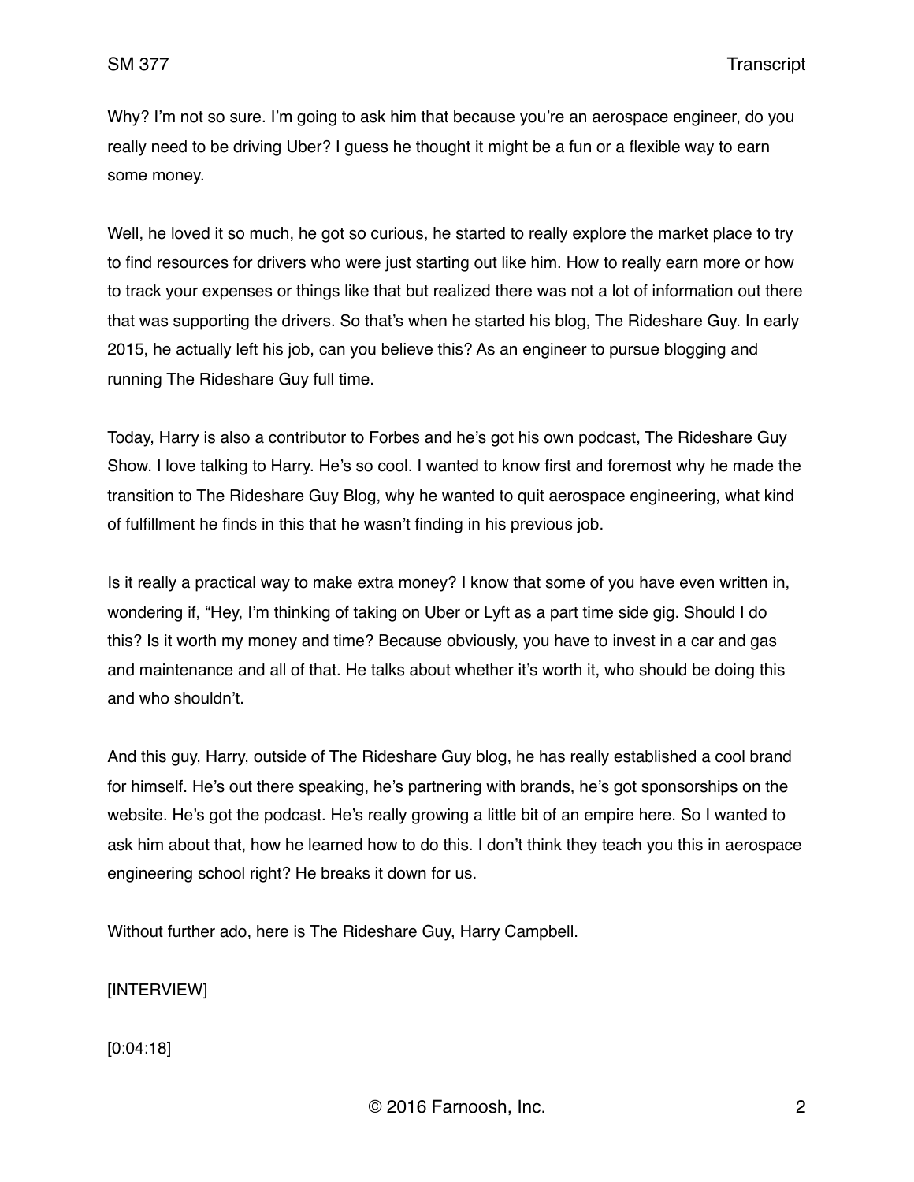Why? I'm not so sure. I'm going to ask him that because you're an aerospace engineer, do you really need to be driving Uber? I guess he thought it might be a fun or a flexible way to earn some money.

Well, he loved it so much, he got so curious, he started to really explore the market place to try to find resources for drivers who were just starting out like him. How to really earn more or how to track your expenses or things like that but realized there was not a lot of information out there that was supporting the drivers. So that's when he started his blog, The Rideshare Guy. In early 2015, he actually left his job, can you believe this? As an engineer to pursue blogging and running The Rideshare Guy full time.

Today, Harry is also a contributor to Forbes and he's got his own podcast, The Rideshare Guy Show. I love talking to Harry. He's so cool. I wanted to know first and foremost why he made the transition to The Rideshare Guy Blog, why he wanted to quit aerospace engineering, what kind of fulfillment he finds in this that he wasn't finding in his previous job.

Is it really a practical way to make extra money? I know that some of you have even written in, wondering if, "Hey, I'm thinking of taking on Uber or Lyft as a part time side gig. Should I do this? Is it worth my money and time? Because obviously, you have to invest in a car and gas and maintenance and all of that. He talks about whether it's worth it, who should be doing this and who shouldn't.

And this guy, Harry, outside of The Rideshare Guy blog, he has really established a cool brand for himself. He's out there speaking, he's partnering with brands, he's got sponsorships on the website. He's got the podcast. He's really growing a little bit of an empire here. So I wanted to ask him about that, how he learned how to do this. I don't think they teach you this in aerospace engineering school right? He breaks it down for us.

Without further ado, here is The Rideshare Guy, Harry Campbell.

[INTERVIEW]

[0:04:18]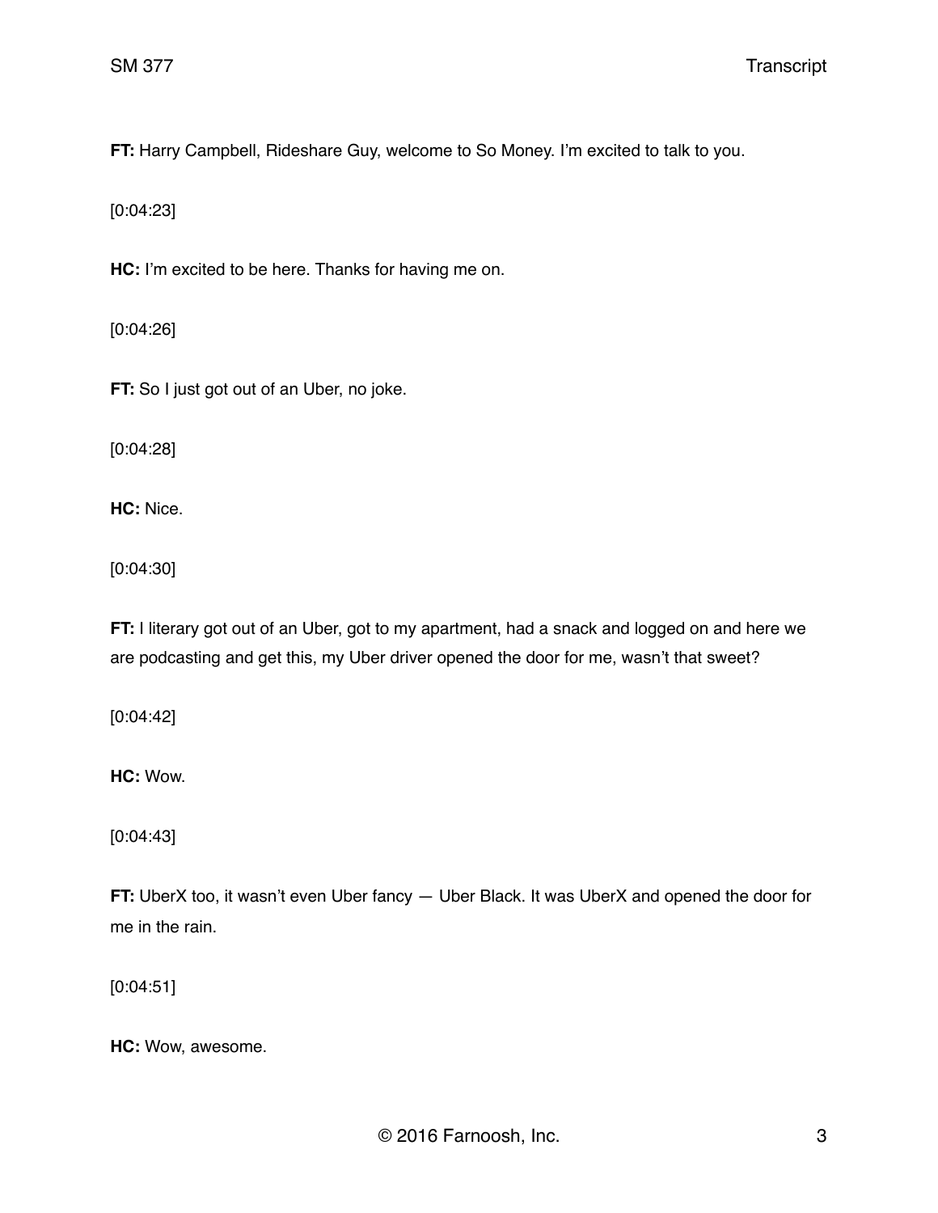**FT:** Harry Campbell, Rideshare Guy, welcome to So Money. I'm excited to talk to you.

[0:04:23]

**HC:** I'm excited to be here. Thanks for having me on.

[0:04:26]

**FT:** So I just got out of an Uber, no joke.

[0:04:28]

**HC:** Nice.

[0:04:30]

**FT:** I literary got out of an Uber, got to my apartment, had a snack and logged on and here we are podcasting and get this, my Uber driver opened the door for me, wasn't that sweet?

[0:04:42]

**HC:** Wow.

[0:04:43]

**FT:** UberX too, it wasn't even Uber fancy — Uber Black. It was UberX and opened the door for me in the rain.

[0:04:51]

**HC:** Wow, awesome.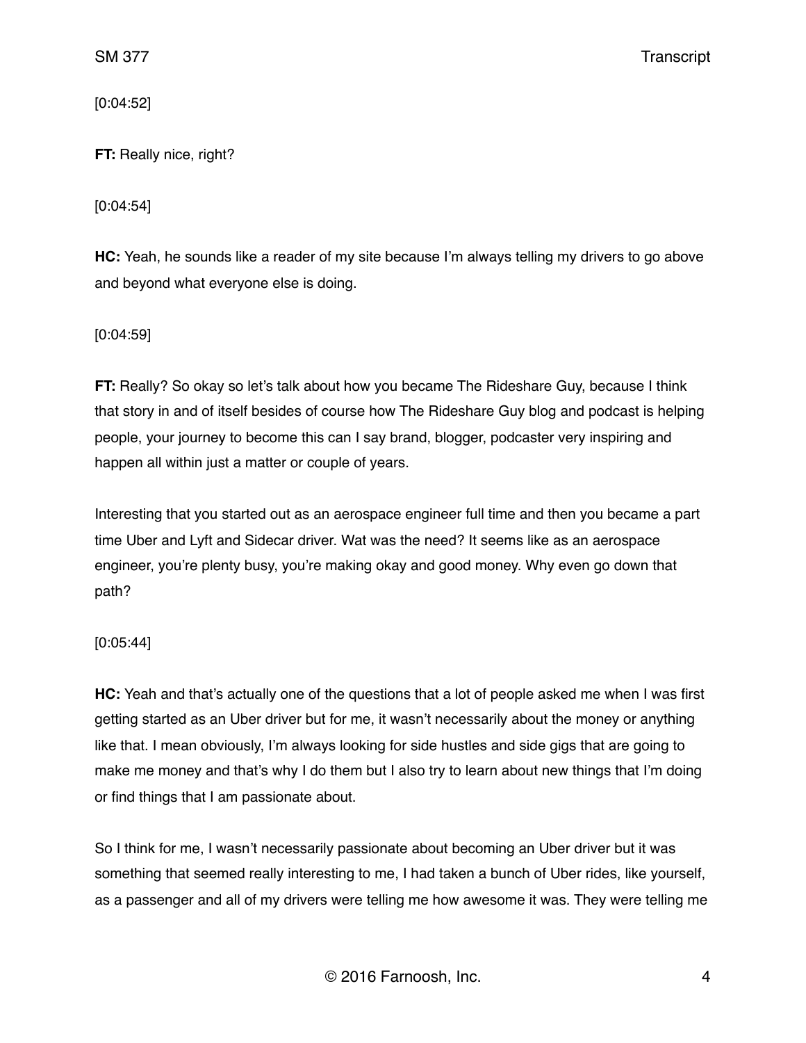[0:04:52]

**FT:** Really nice, right?

[0:04:54]

**HC:** Yeah, he sounds like a reader of my site because I'm always telling my drivers to go above and beyond what everyone else is doing.

[0:04:59]

**FT:** Really? So okay so let's talk about how you became The Rideshare Guy, because I think that story in and of itself besides of course how The Rideshare Guy blog and podcast is helping people, your journey to become this can I say brand, blogger, podcaster very inspiring and happen all within just a matter or couple of years.

Interesting that you started out as an aerospace engineer full time and then you became a part time Uber and Lyft and Sidecar driver. Wat was the need? It seems like as an aerospace engineer, you're plenty busy, you're making okay and good money. Why even go down that path?

[0:05:44]

**HC:** Yeah and that's actually one of the questions that a lot of people asked me when I was first getting started as an Uber driver but for me, it wasn't necessarily about the money or anything like that. I mean obviously, I'm always looking for side hustles and side gigs that are going to make me money and that's why I do them but I also try to learn about new things that I'm doing or find things that I am passionate about.

So I think for me, I wasn't necessarily passionate about becoming an Uber driver but it was something that seemed really interesting to me, I had taken a bunch of Uber rides, like yourself, as a passenger and all of my drivers were telling me how awesome it was. They were telling me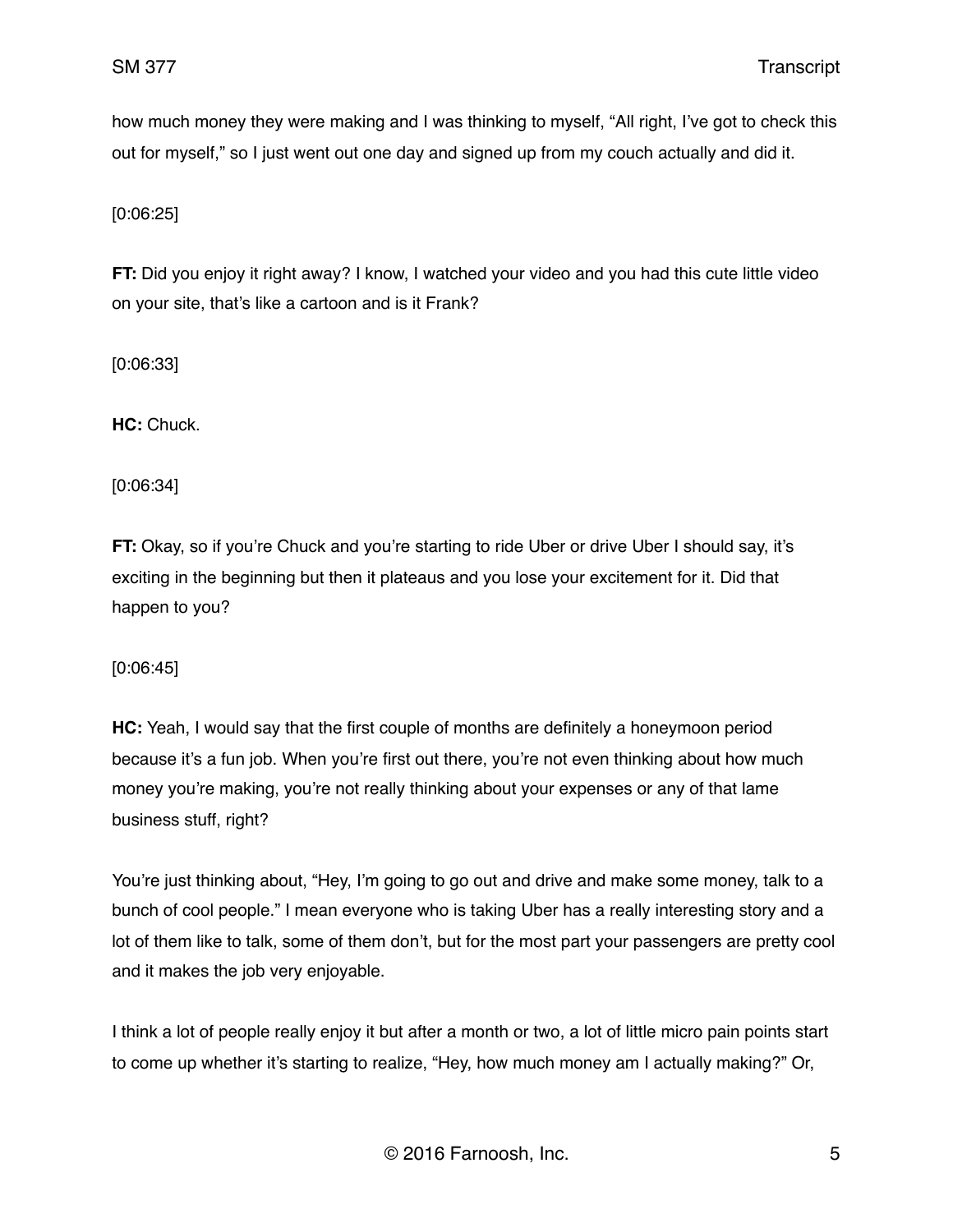how much money they were making and I was thinking to myself, "All right, I've got to check this out for myself," so I just went out one day and signed up from my couch actually and did it.

[0:06:25]

**FT:** Did you enjoy it right away? I know, I watched your video and you had this cute little video on your site, that's like a cartoon and is it Frank?

[0:06:33]

**HC:** Chuck.

[0:06:34]

**FT:** Okay, so if you're Chuck and you're starting to ride Uber or drive Uber I should say, it's exciting in the beginning but then it plateaus and you lose your excitement for it. Did that happen to you?

[0:06:45]

**HC:** Yeah, I would say that the first couple of months are definitely a honeymoon period because it's a fun job. When you're first out there, you're not even thinking about how much money you're making, you're not really thinking about your expenses or any of that lame business stuff, right?

You're just thinking about, "Hey, I'm going to go out and drive and make some money, talk to a bunch of cool people." I mean everyone who is taking Uber has a really interesting story and a lot of them like to talk, some of them don't, but for the most part your passengers are pretty cool and it makes the job very enjoyable.

I think a lot of people really enjoy it but after a month or two, a lot of little micro pain points start to come up whether it's starting to realize, "Hey, how much money am I actually making?" Or,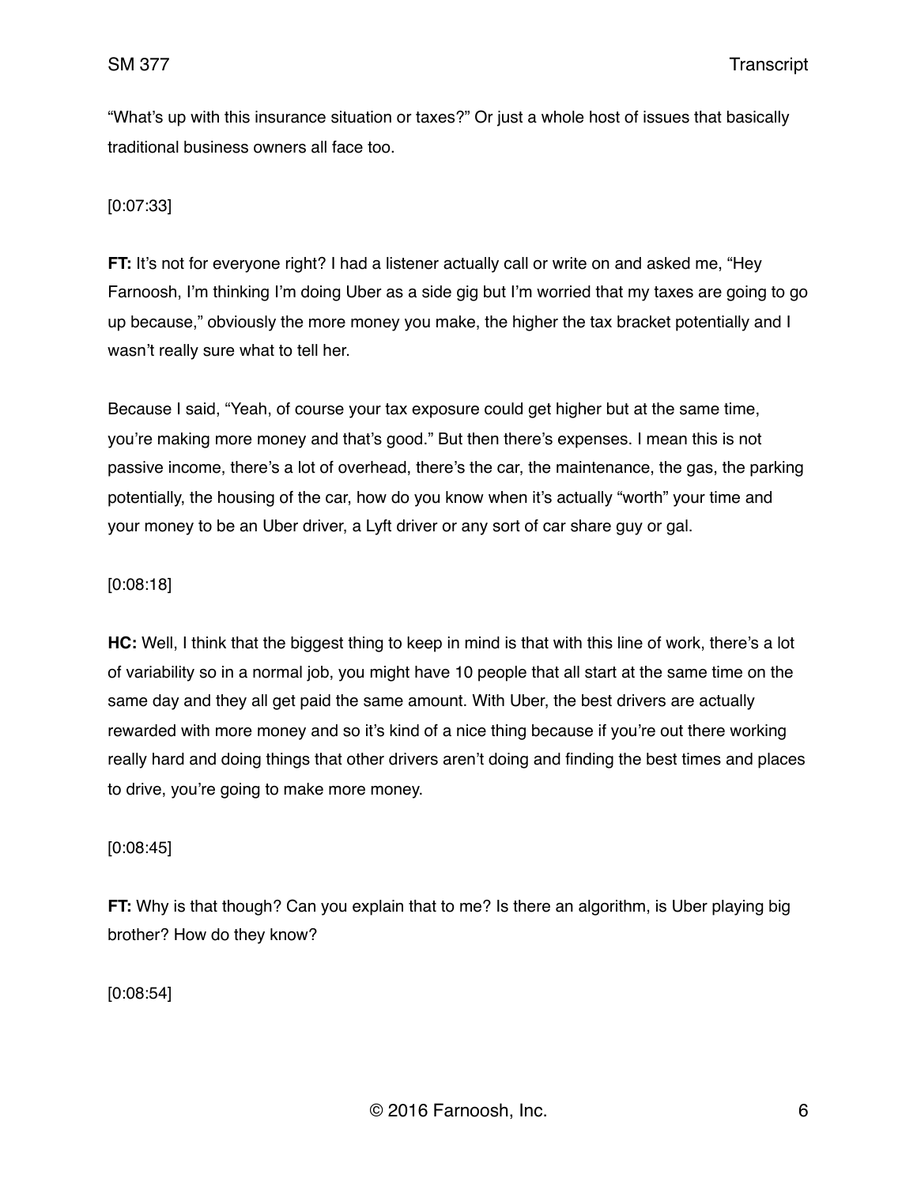"What's up with this insurance situation or taxes?" Or just a whole host of issues that basically traditional business owners all face too.

[0:07:33]

**FT:** It's not for everyone right? I had a listener actually call or write on and asked me, "Hey Farnoosh, I'm thinking I'm doing Uber as a side gig but I'm worried that my taxes are going to go up because," obviously the more money you make, the higher the tax bracket potentially and I wasn't really sure what to tell her.

Because I said, "Yeah, of course your tax exposure could get higher but at the same time, you're making more money and that's good." But then there's expenses. I mean this is not passive income, there's a lot of overhead, there's the car, the maintenance, the gas, the parking potentially, the housing of the car, how do you know when it's actually "worth" your time and your money to be an Uber driver, a Lyft driver or any sort of car share guy or gal.

[0:08:18]

**HC:** Well, I think that the biggest thing to keep in mind is that with this line of work, there's a lot of variability so in a normal job, you might have 10 people that all start at the same time on the same day and they all get paid the same amount. With Uber, the best drivers are actually rewarded with more money and so it's kind of a nice thing because if you're out there working really hard and doing things that other drivers aren't doing and finding the best times and places to drive, you're going to make more money.

[0:08:45]

**FT:** Why is that though? Can you explain that to me? Is there an algorithm, is Uber playing big brother? How do they know?

[0:08:54]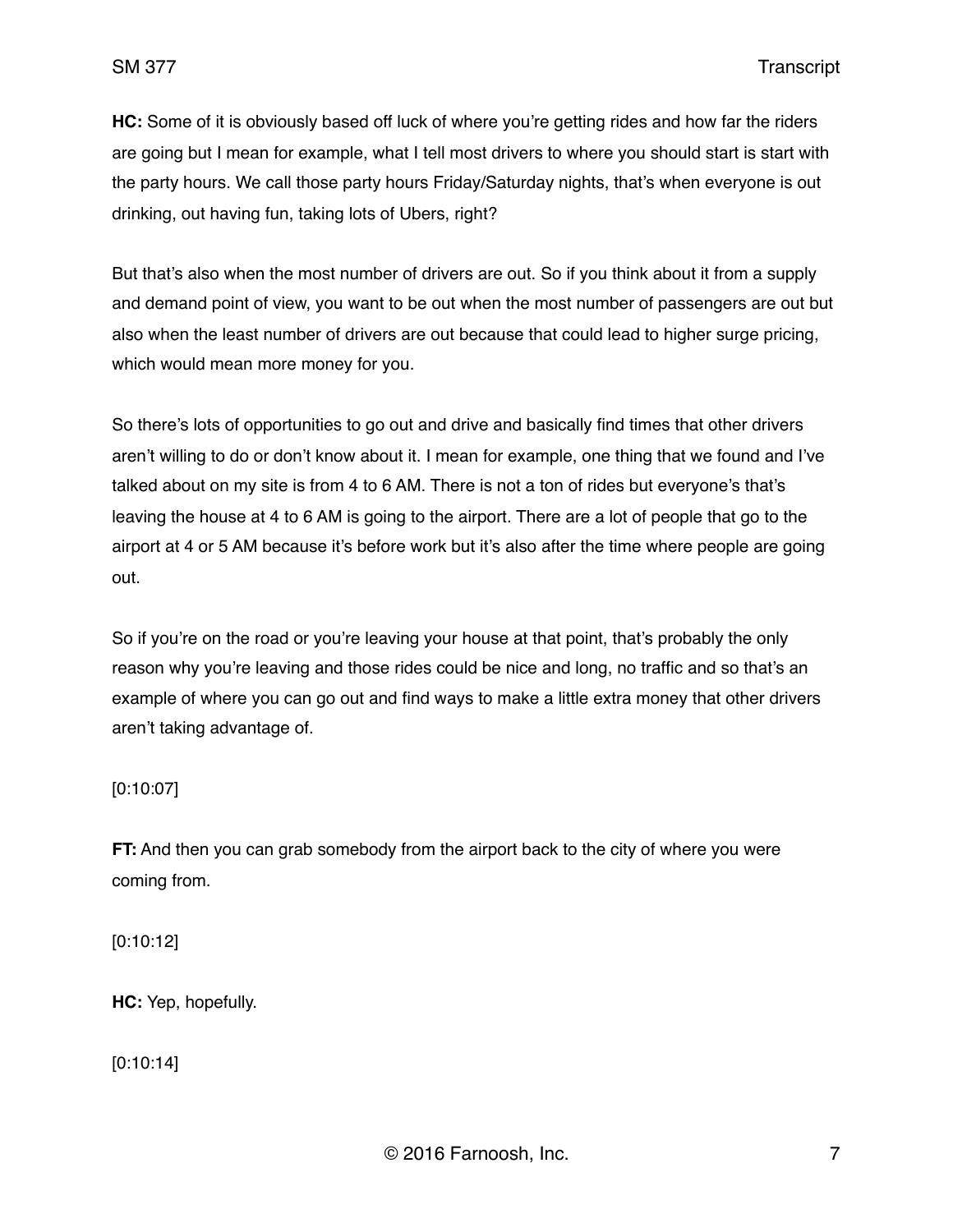**HC:** Some of it is obviously based off luck of where you're getting rides and how far the riders are going but I mean for example, what I tell most drivers to where you should start is start with the party hours. We call those party hours Friday/Saturday nights, that's when everyone is out drinking, out having fun, taking lots of Ubers, right?

But that's also when the most number of drivers are out. So if you think about it from a supply and demand point of view, you want to be out when the most number of passengers are out but also when the least number of drivers are out because that could lead to higher surge pricing, which would mean more money for you.

So there's lots of opportunities to go out and drive and basically find times that other drivers aren't willing to do or don't know about it. I mean for example, one thing that we found and I've talked about on my site is from 4 to 6 AM. There is not a ton of rides but everyone's that's leaving the house at 4 to 6 AM is going to the airport. There are a lot of people that go to the airport at 4 or 5 AM because it's before work but it's also after the time where people are going out.

So if you're on the road or you're leaving your house at that point, that's probably the only reason why you're leaving and those rides could be nice and long, no traffic and so that's an example of where you can go out and find ways to make a little extra money that other drivers aren't taking advantage of.

[0:10:07]

**FT:** And then you can grab somebody from the airport back to the city of where you were coming from.

[0:10:12]

**HC:** Yep, hopefully.

[0:10:14]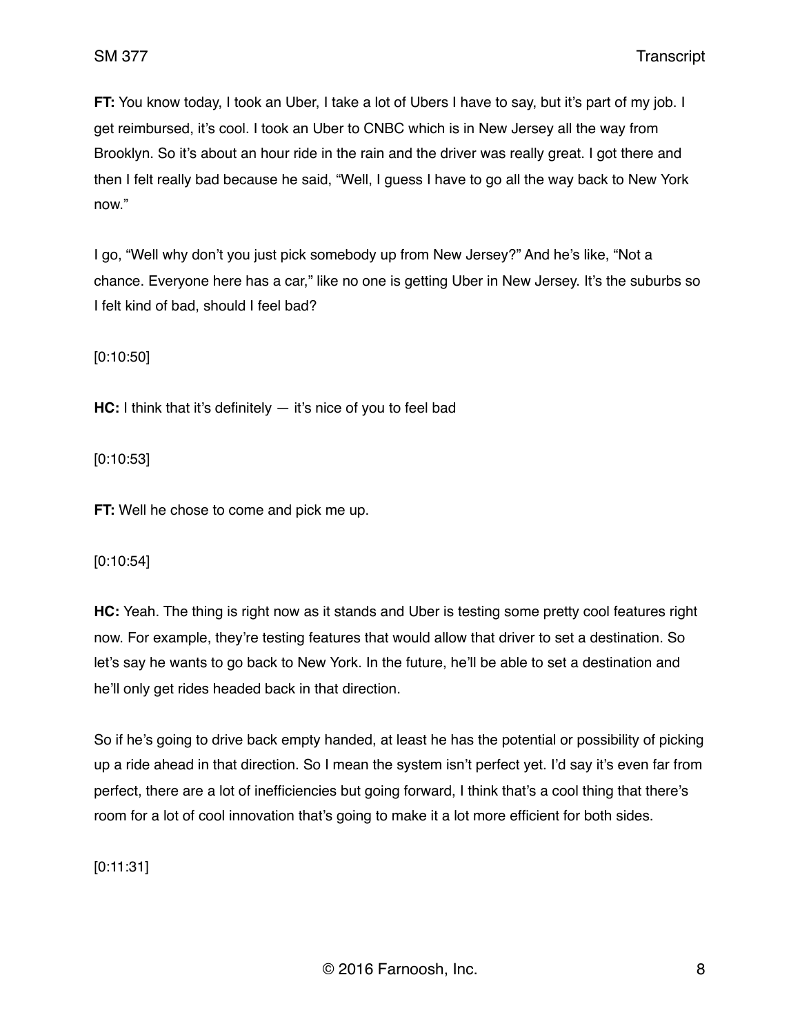**FT:** You know today, I took an Uber, I take a lot of Ubers I have to say, but it's part of my job. I get reimbursed, it's cool. I took an Uber to CNBC which is in New Jersey all the way from Brooklyn. So it's about an hour ride in the rain and the driver was really great. I got there and then I felt really bad because he said, "Well, I guess I have to go all the way back to New York now."

I go, "Well why don't you just pick somebody up from New Jersey?" And he's like, "Not a chance. Everyone here has a car," like no one is getting Uber in New Jersey. It's the suburbs so I felt kind of bad, should I feel bad?

[0:10:50]

**HC:** I think that it's definitely — it's nice of you to feel bad

[0:10:53]

**FT:** Well he chose to come and pick me up.

[0:10:54]

**HC:** Yeah. The thing is right now as it stands and Uber is testing some pretty cool features right now. For example, they're testing features that would allow that driver to set a destination. So let's say he wants to go back to New York. In the future, he'll be able to set a destination and he'll only get rides headed back in that direction.

So if he's going to drive back empty handed, at least he has the potential or possibility of picking up a ride ahead in that direction. So I mean the system isn't perfect yet. I'd say it's even far from perfect, there are a lot of inefficiencies but going forward, I think that's a cool thing that there's room for a lot of cool innovation that's going to make it a lot more efficient for both sides.

[0:11:31]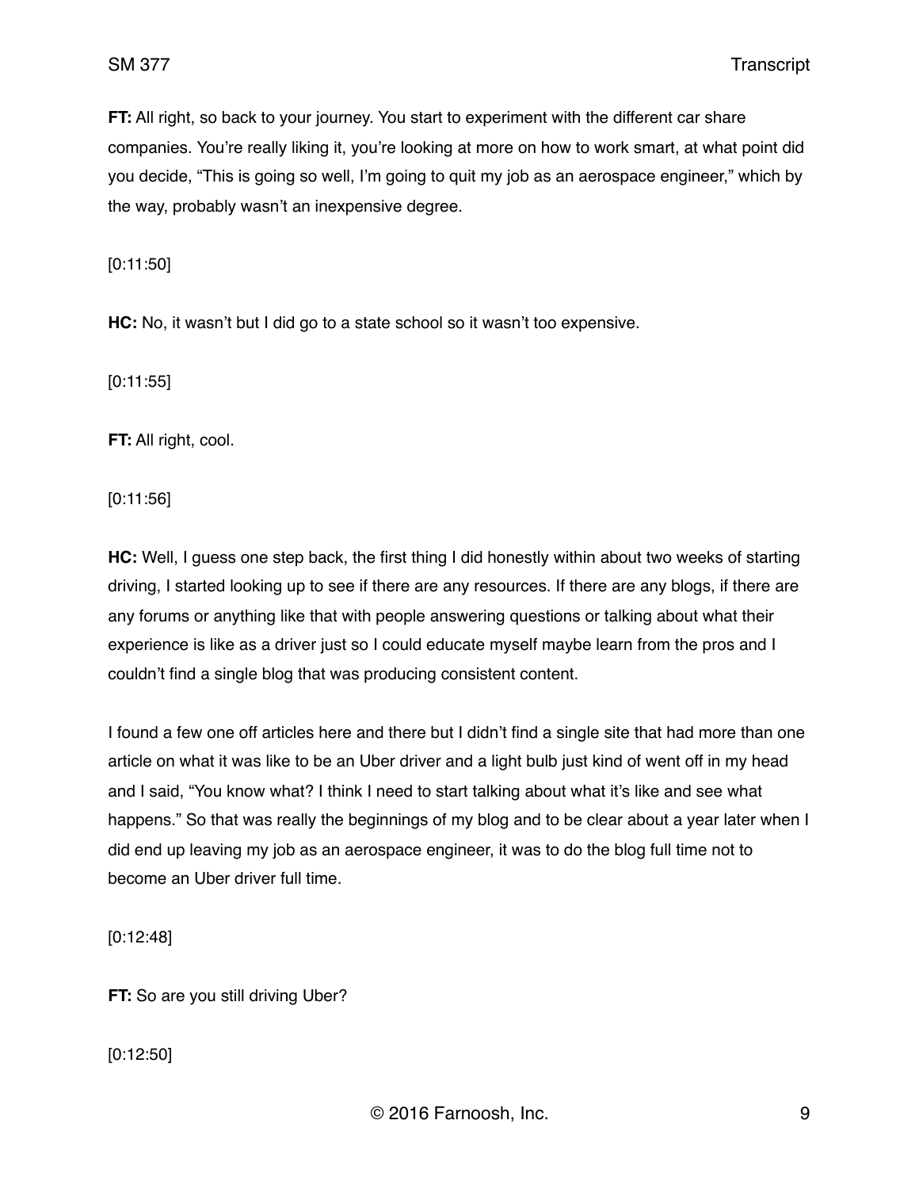**FT:** All right, so back to your journey. You start to experiment with the different car share companies. You're really liking it, you're looking at more on how to work smart, at what point did you decide, "This is going so well, I'm going to quit my job as an aerospace engineer," which by the way, probably wasn't an inexpensive degree.

[0:11:50]

**HC:** No, it wasn't but I did go to a state school so it wasn't too expensive.

[0:11:55]

**FT:** All right, cool.

[0:11:56]

**HC:** Well, I guess one step back, the first thing I did honestly within about two weeks of starting driving, I started looking up to see if there are any resources. If there are any blogs, if there are any forums or anything like that with people answering questions or talking about what their experience is like as a driver just so I could educate myself maybe learn from the pros and I couldn't find a single blog that was producing consistent content.

I found a few one off articles here and there but I didn't find a single site that had more than one article on what it was like to be an Uber driver and a light bulb just kind of went off in my head and I said, "You know what? I think I need to start talking about what it's like and see what happens." So that was really the beginnings of my blog and to be clear about a year later when I did end up leaving my job as an aerospace engineer, it was to do the blog full time not to become an Uber driver full time.

[0:12:48]

**FT:** So are you still driving Uber?

[0:12:50]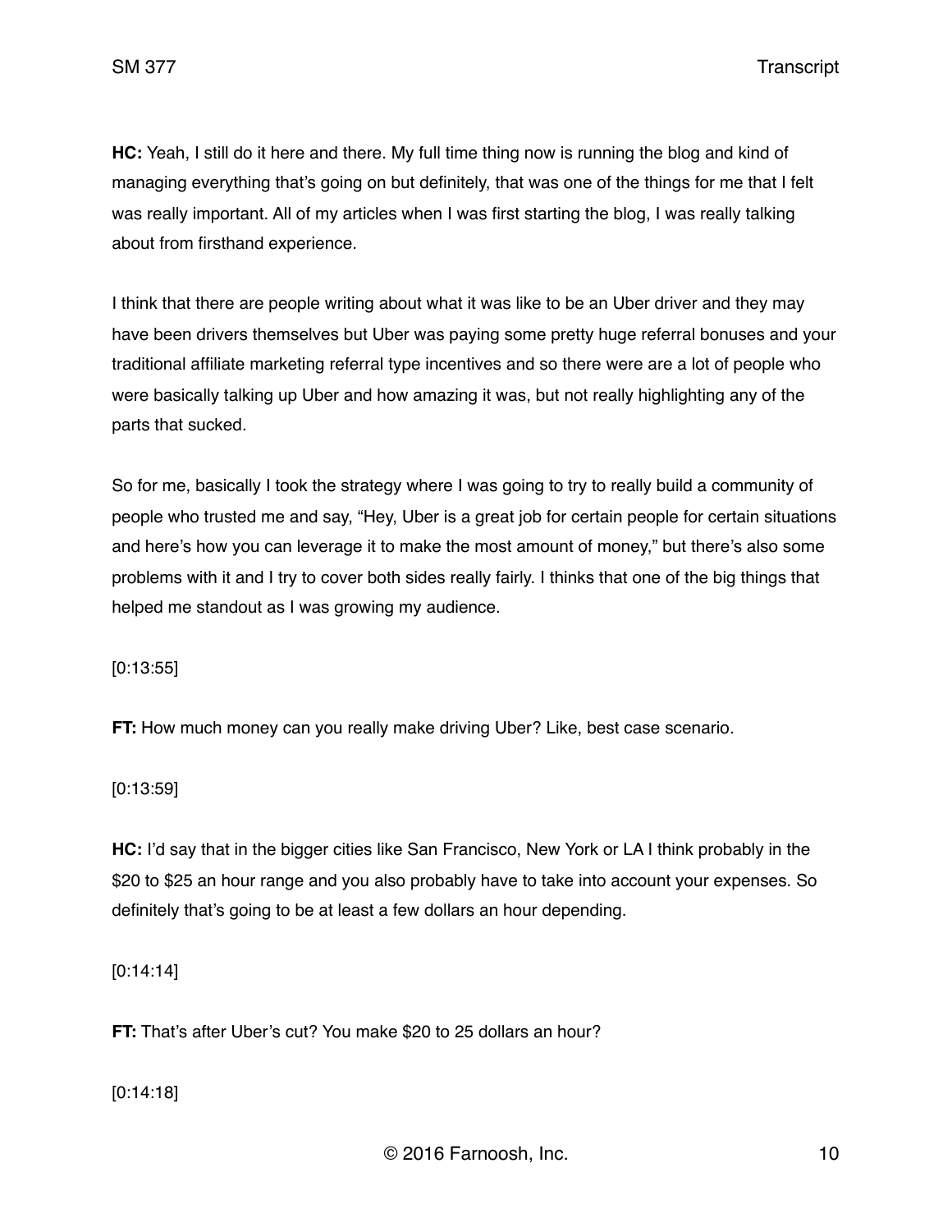**HC:** Yeah, I still do it here and there. My full time thing now is running the blog and kind of managing everything that's going on but definitely, that was one of the things for me that I felt was really important. All of my articles when I was first starting the blog, I was really talking about from firsthand experience.

I think that there are people writing about what it was like to be an Uber driver and they may have been drivers themselves but Uber was paying some pretty huge referral bonuses and your traditional affiliate marketing referral type incentives and so there were are a lot of people who were basically talking up Uber and how amazing it was, but not really highlighting any of the parts that sucked.

So for me, basically I took the strategy where I was going to try to really build a community of people who trusted me and say, "Hey, Uber is a great job for certain people for certain situations and here's how you can leverage it to make the most amount of money," but there's also some problems with it and I try to cover both sides really fairly. I thinks that one of the big things that helped me standout as I was growing my audience.

[0:13:55]

**FT:** How much money can you really make driving Uber? Like, best case scenario.

[0:13:59]

**HC:** I'd say that in the bigger cities like San Francisco, New York or LA I think probably in the $20 to $25 an hour range and you also probably have to take into account your expenses. So definitely that's going to be at least a few dollars an hour depending.

[0:14:14]

**FT:** That's after Uber's cut? You make $20 to 25 dollars an hour?

[0:14:18]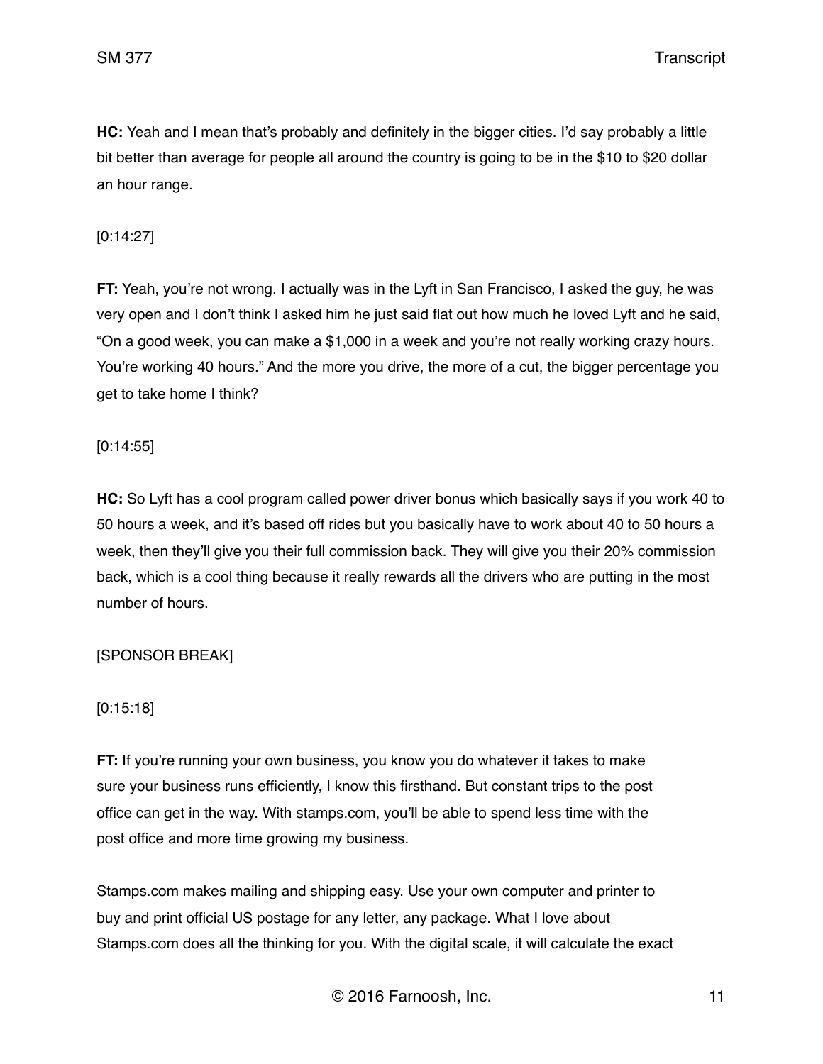**HC:** Yeah and I mean that's probably and definitely in the bigger cities. I'd say probably a little bit better than average for people all around the country is going to be in the $10 to $20 dollar an hour range.

[0:14:27]

**FT:** Yeah, you're not wrong. I actually was in the Lyft in San Francisco, I asked the guy, he was very open and I don't think I asked him he just said flat out how much he loved Lyft and he said, "On a good week, you can make a $1,000 in a week and you're not really working crazy hours. You're working 40 hours." And the more you drive, the more of a cut, the bigger percentage you get to take home I think?

[0:14:55]

**HC:** So Lyft has a cool program called power driver bonus which basically says if you work 40 to 50 hours a week, and it's based off rides but you basically have to work about 40 to 50 hours a week, then they'll give you their full commission back. They will give you their 20% commission back, which is a cool thing because it really rewards all the drivers who are putting in the most number of hours.

[SPONSOR BREAK]

[0:15:18]

**FT:** If you're running your own business, you know you do whatever it takes to make sure your business runs efficiently, I know this firsthand. But constant trips to the post office can get in the way. With stamps.com, you'll be able to spend less time with the post office and more time growing my business.

Stamps.com makes mailing and shipping easy. Use your own computer and printer to buy and print official US postage for any letter, any package. What I love about Stamps.com does all the thinking for you. With the digital scale, it will calculate the exact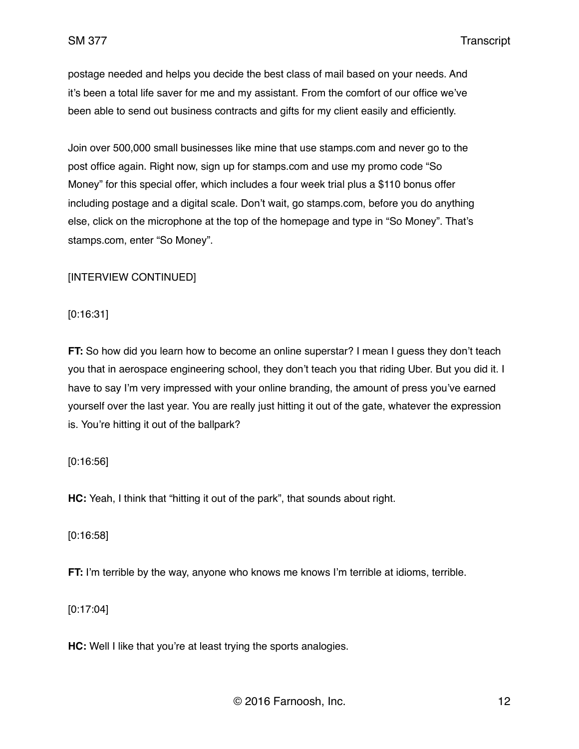postage needed and helps you decide the best class of mail based on your needs. And it's been a total life saver for me and my assistant. From the comfort of our office we've been able to send out business contracts and gifts for my client easily and efficiently.

Join over 500,000 small businesses like mine that use stamps.com and never go to the post office again. Right now, sign up for stamps.com and use my promo code "So Money" for this special offer, which includes a four week trial plus a $110 bonus offer including postage and a digital scale. Don't wait, go stamps.com, before you do anything else, click on the microphone at the top of the homepage and type in "So Money". That's stamps.com, enter "So Money".

[INTERVIEW CONTINUED]

[0:16:31]

**FT:** So how did you learn how to become an online superstar? I mean I guess they don't teach you that in aerospace engineering school, they don't teach you that riding Uber. But you did it. I have to say I'm very impressed with your online branding, the amount of press you've earned yourself over the last year. You are really just hitting it out of the gate, whatever the expression is. You're hitting it out of the ballpark?

[0:16:56]

**HC:** Yeah, I think that "hitting it out of the park", that sounds about right.

[0:16:58]

**FT:** I'm terrible by the way, anyone who knows me knows I'm terrible at idioms, terrible.

[0:17:04]

**HC:** Well I like that you're at least trying the sports analogies.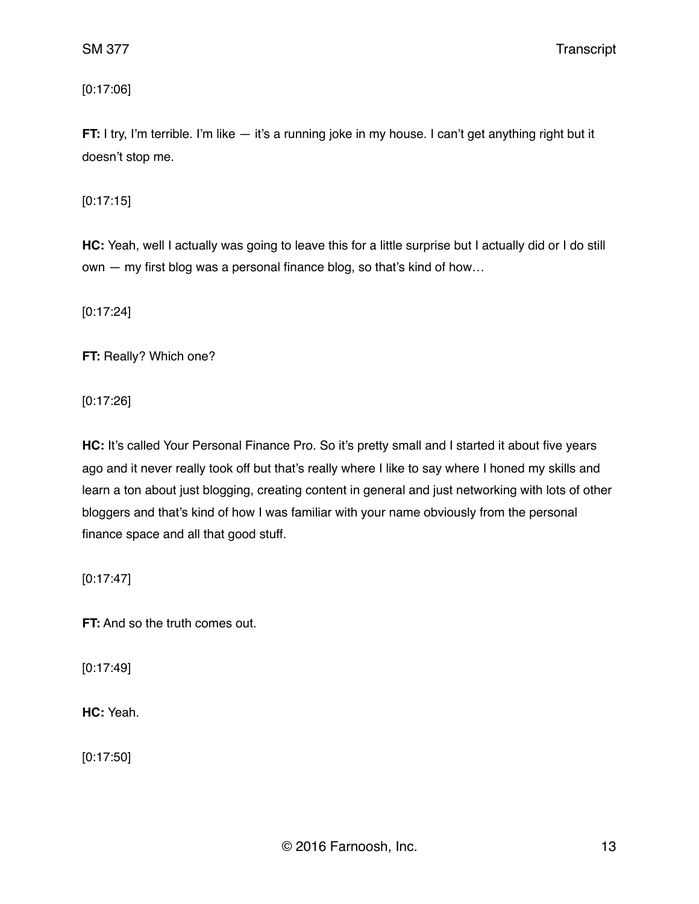[0:17:06]

**FT:** I try, I'm terrible. I'm like — it's a running joke in my house. I can't get anything right but it doesn't stop me.

[0:17:15]

**HC:** Yeah, well I actually was going to leave this for a little surprise but I actually did or I do still own — my first blog was a personal finance blog, so that's kind of how…

[0:17:24]

**FT:** Really? Which one?

[0:17:26]

**HC:** It's called Your Personal Finance Pro. So it's pretty small and I started it about five years ago and it never really took off but that's really where I like to say where I honed my skills and learn a ton about just blogging, creating content in general and just networking with lots of other bloggers and that's kind of how I was familiar with your name obviously from the personal finance space and all that good stuff.

[0:17:47]

**FT:** And so the truth comes out.

[0:17:49]

**HC:** Yeah.

[0:17:50]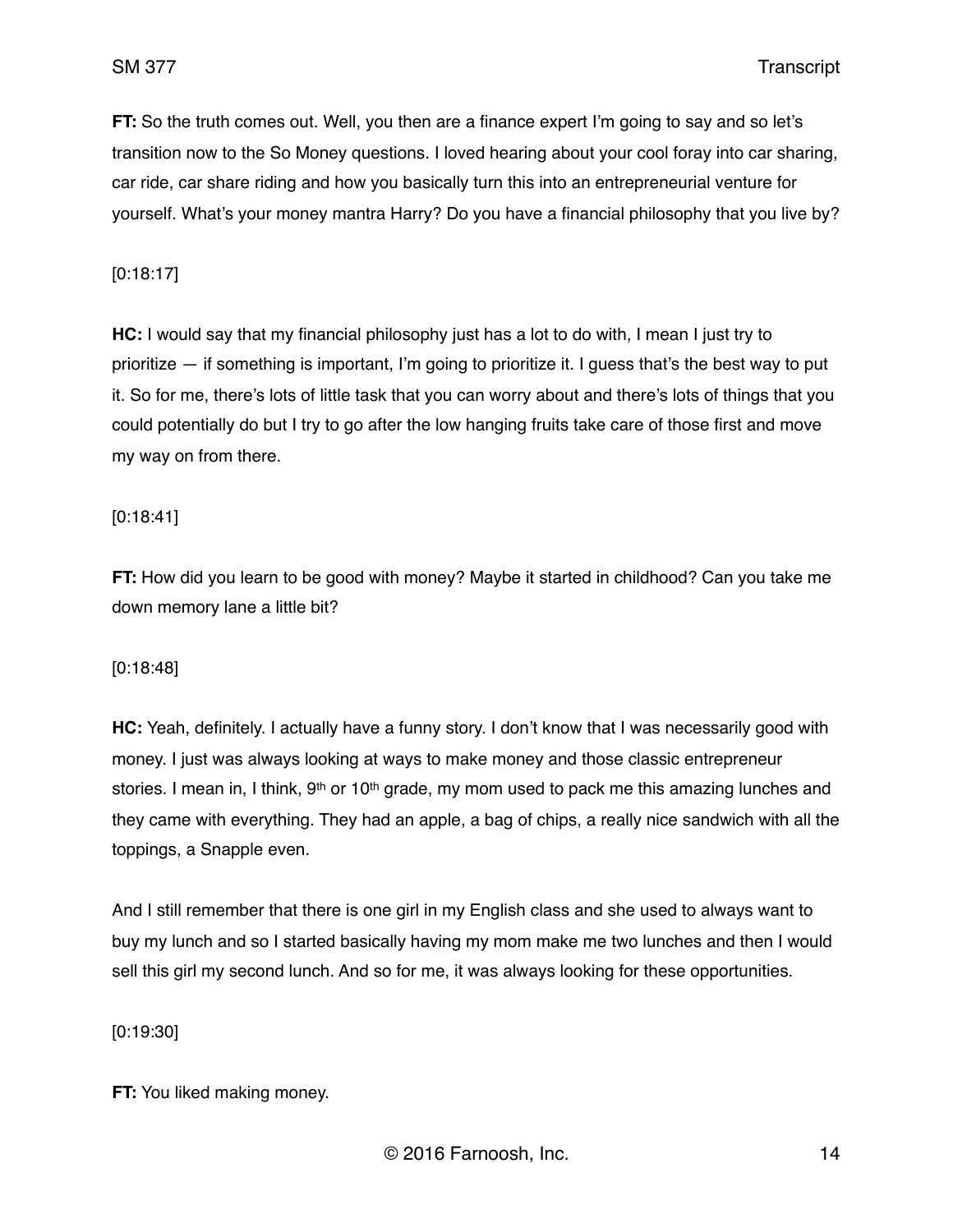**FT:** So the truth comes out. Well, you then are a finance expert I'm going to say and so let's transition now to the So Money questions. I loved hearing about your cool foray into car sharing, car ride, car share riding and how you basically turn this into an entrepreneurial venture for yourself. What's your money mantra Harry? Do you have a financial philosophy that you live by?

[0:18:17]

**HC:** I would say that my financial philosophy just has a lot to do with, I mean I just try to prioritize — if something is important, I'm going to prioritize it. I guess that's the best way to put it. So for me, there's lots of little task that you can worry about and there's lots of things that you could potentially do but I try to go after the low hanging fruits take care of those first and move my way on from there.

[0:18:41]

**FT:** How did you learn to be good with money? Maybe it started in childhood? Can you take me down memory lane a little bit?

[0:18:48]

**HC:** Yeah, definitely. I actually have a funny story. I don't know that I was necessarily good with money. I just was always looking at ways to make money and those classic entrepreneur stories. I mean in, I think, 9th or 10th grade, my mom used to pack me this amazing lunches and they came with everything. They had an apple, a bag of chips, a really nice sandwich with all the toppings, a Snapple even.

And I still remember that there is one girl in my English class and she used to always want to buy my lunch and so I started basically having my mom make me two lunches and then I would sell this girl my second lunch. And so for me, it was always looking for these opportunities.

[0:19:30]

**FT:** You liked making money.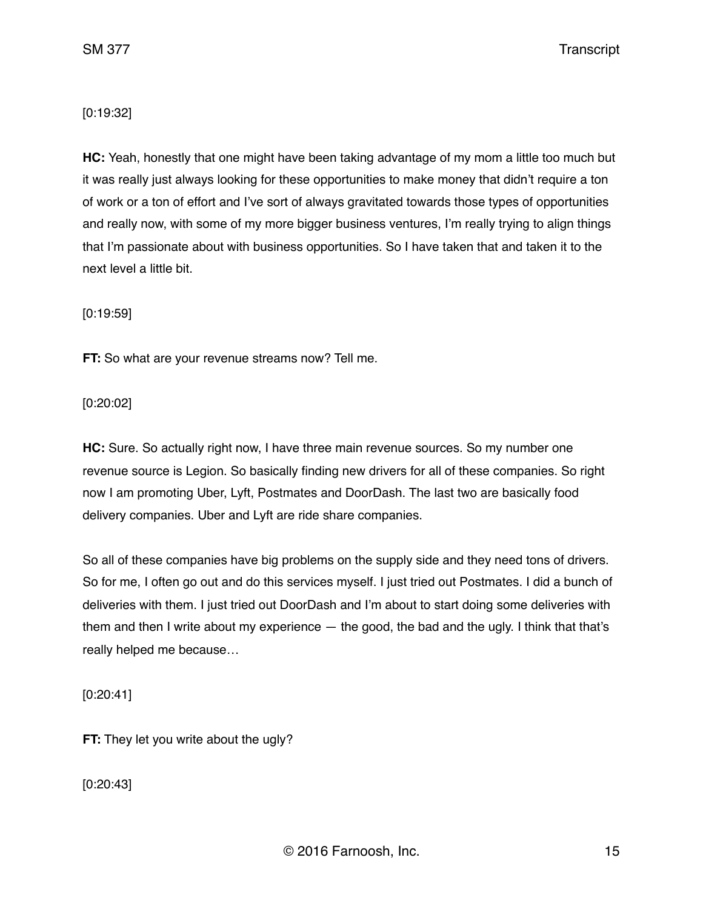[0:19:32]

**HC:** Yeah, honestly that one might have been taking advantage of my mom a little too much but it was really just always looking for these opportunities to make money that didn't require a ton of work or a ton of effort and I've sort of always gravitated towards those types of opportunities and really now, with some of my more bigger business ventures, I'm really trying to align things that I'm passionate about with business opportunities. So I have taken that and taken it to the next level a little bit.

[0:19:59]

**FT:** So what are your revenue streams now? Tell me.

[0:20:02]

**HC:** Sure. So actually right now, I have three main revenue sources. So my number one revenue source is Legion. So basically finding new drivers for all of these companies. So right now I am promoting Uber, Lyft, Postmates and DoorDash. The last two are basically food delivery companies. Uber and Lyft are ride share companies.

So all of these companies have big problems on the supply side and they need tons of drivers. So for me, I often go out and do this services myself. I just tried out Postmates. I did a bunch of deliveries with them. I just tried out DoorDash and I'm about to start doing some deliveries with them and then I write about my experience — the good, the bad and the ugly. I think that that's really helped me because…

[0:20:41]

**FT:** They let you write about the ugly?

[0:20:43]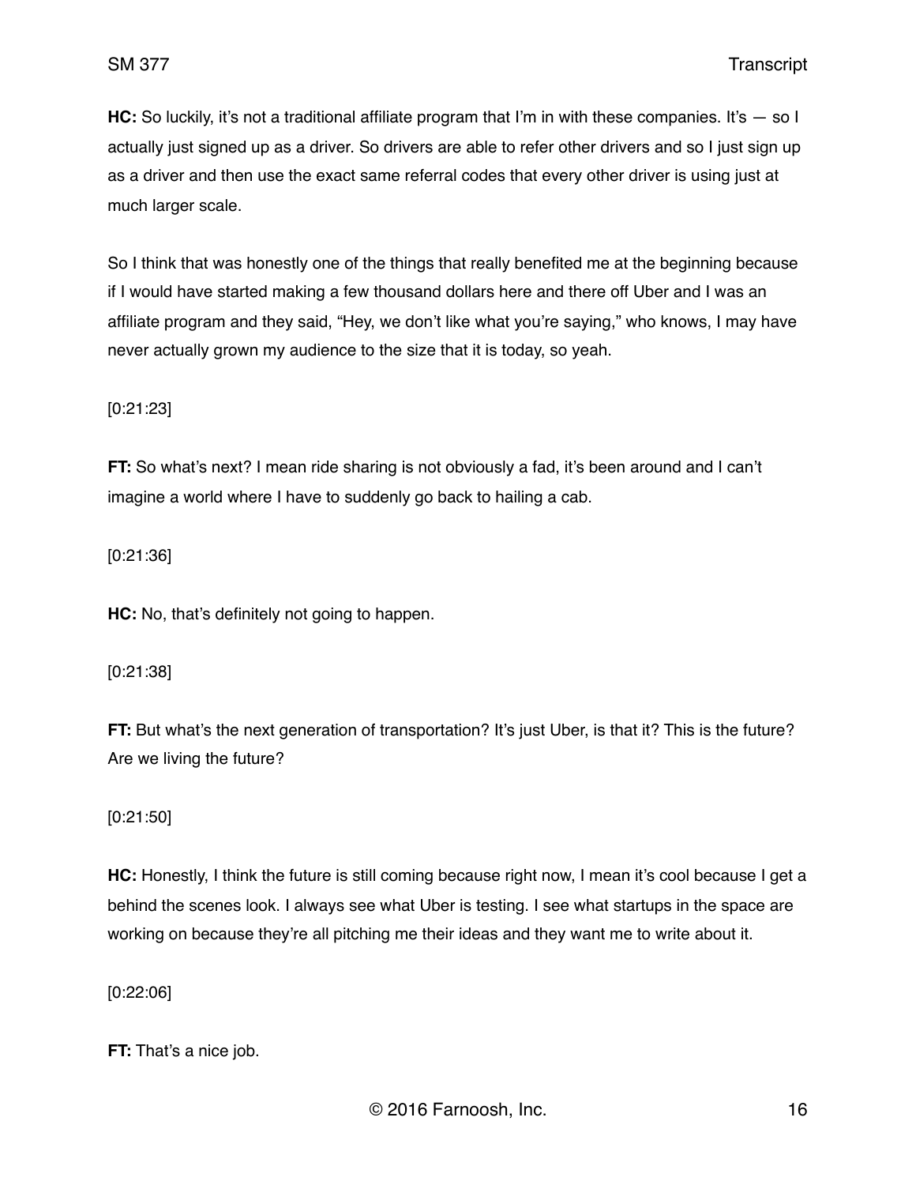**HC:** So luckily, it's not a traditional affiliate program that I'm in with these companies. It's — so I actually just signed up as a driver. So drivers are able to refer other drivers and so I just sign up as a driver and then use the exact same referral codes that every other driver is using just at much larger scale.

So I think that was honestly one of the things that really benefited me at the beginning because if I would have started making a few thousand dollars here and there off Uber and I was an affiliate program and they said, "Hey, we don't like what you're saying," who knows, I may have never actually grown my audience to the size that it is today, so yeah.

[0:21:23]

**FT:** So what's next? I mean ride sharing is not obviously a fad, it's been around and I can't imagine a world where I have to suddenly go back to hailing a cab.

[0:21:36]

**HC:** No, that's definitely not going to happen.

[0:21:38]

**FT:** But what's the next generation of transportation? It's just Uber, is that it? This is the future? Are we living the future?

[0:21:50]

**HC:** Honestly, I think the future is still coming because right now, I mean it's cool because I get a behind the scenes look. I always see what Uber is testing. I see what startups in the space are working on because they're all pitching me their ideas and they want me to write about it.

[0:22:06]

**FT:** That's a nice job.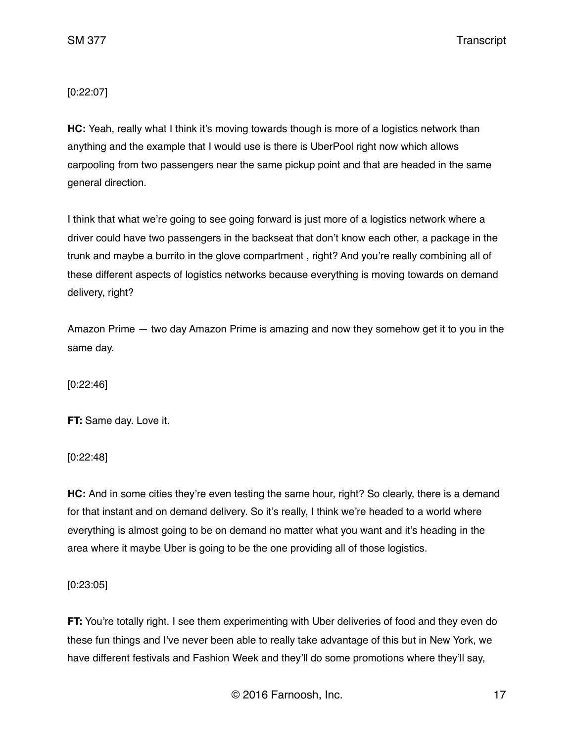[0:22:07]

**HC:** Yeah, really what I think it's moving towards though is more of a logistics network than anything and the example that I would use is there is UberPool right now which allows carpooling from two passengers near the same pickup point and that are headed in the same general direction.

I think that what we're going to see going forward is just more of a logistics network where a driver could have two passengers in the backseat that don't know each other, a package in the trunk and maybe a burrito in the glove compartment , right? And you're really combining all of these different aspects of logistics networks because everything is moving towards on demand delivery, right?

Amazon Prime — two day Amazon Prime is amazing and now they somehow get it to you in the same day.

[0:22:46]

**FT:** Same day. Love it.

[0:22:48]

**HC:** And in some cities they're even testing the same hour, right? So clearly, there is a demand for that instant and on demand delivery. So it's really, I think we're headed to a world where everything is almost going to be on demand no matter what you want and it's heading in the area where it maybe Uber is going to be the one providing all of those logistics.

[0:23:05]

**FT:** You're totally right. I see them experimenting with Uber deliveries of food and they even do these fun things and I've never been able to really take advantage of this but in New York, we have different festivals and Fashion Week and they'll do some promotions where they'll say,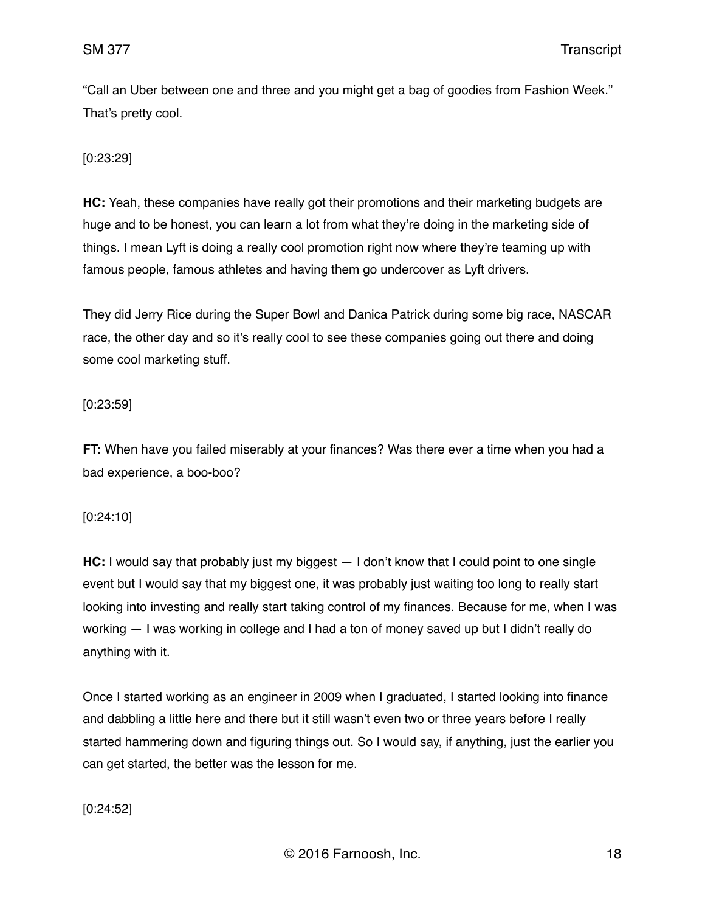"Call an Uber between one and three and you might get a bag of goodies from Fashion Week." That's pretty cool.

[0:23:29]

**HC:** Yeah, these companies have really got their promotions and their marketing budgets are huge and to be honest, you can learn a lot from what they're doing in the marketing side of things. I mean Lyft is doing a really cool promotion right now where they're teaming up with famous people, famous athletes and having them go undercover as Lyft drivers.

They did Jerry Rice during the Super Bowl and Danica Patrick during some big race, NASCAR race, the other day and so it's really cool to see these companies going out there and doing some cool marketing stuff.

[0:23:59]

**FT:** When have you failed miserably at your finances? Was there ever a time when you had a bad experience, a boo-boo?

[0:24:10]

**HC:** I would say that probably just my biggest — I don't know that I could point to one single event but I would say that my biggest one, it was probably just waiting too long to really start looking into investing and really start taking control of my finances. Because for me, when I was working — I was working in college and I had a ton of money saved up but I didn't really do anything with it.

Once I started working as an engineer in 2009 when I graduated, I started looking into finance and dabbling a little here and there but it still wasn't even two or three years before I really started hammering down and figuring things out. So I would say, if anything, just the earlier you can get started, the better was the lesson for me.

[0:24:52]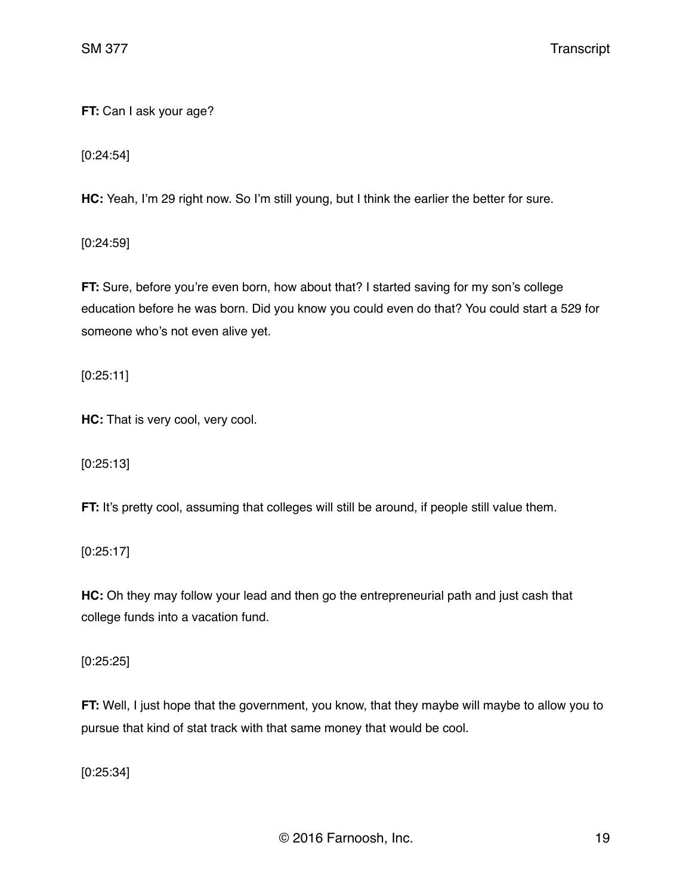**FT:** Can I ask your age?

[0:24:54]

**HC:** Yeah, I'm 29 right now. So I'm still young, but I think the earlier the better for sure.

[0:24:59]

**FT:** Sure, before you're even born, how about that? I started saving for my son's college education before he was born. Did you know you could even do that? You could start a 529 for someone who's not even alive yet.

[0:25:11]

**HC:** That is very cool, very cool.

[0:25:13]

**FT:** It's pretty cool, assuming that colleges will still be around, if people still value them.

[0:25:17]

**HC:** Oh they may follow your lead and then go the entrepreneurial path and just cash that college funds into a vacation fund.

[0:25:25]

**FT:** Well, I just hope that the government, you know, that they maybe will maybe to allow you to pursue that kind of stat track with that same money that would be cool.

[0:25:34]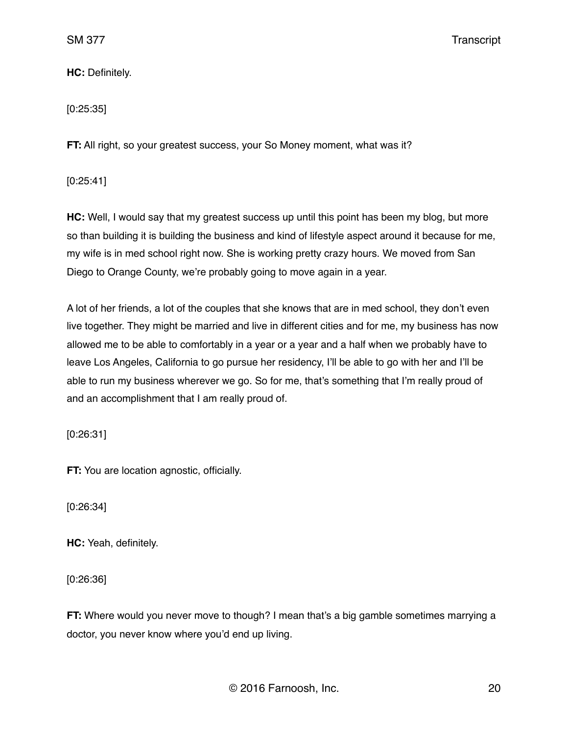**HC:** Definitely.

[0:25:35]

**FT:** All right, so your greatest success, your So Money moment, what was it?

[0:25:41]

**HC:** Well, I would say that my greatest success up until this point has been my blog, but more so than building it is building the business and kind of lifestyle aspect around it because for me, my wife is in med school right now. She is working pretty crazy hours. We moved from San Diego to Orange County, we're probably going to move again in a year.

A lot of her friends, a lot of the couples that she knows that are in med school, they don't even live together. They might be married and live in different cities and for me, my business has now allowed me to be able to comfortably in a year or a year and a half when we probably have to leave Los Angeles, California to go pursue her residency, I'll be able to go with her and I'll be able to run my business wherever we go. So for me, that's something that I'm really proud of and an accomplishment that I am really proud of.

[0:26:31]

**FT:** You are location agnostic, officially.

[0:26:34]

**HC:** Yeah, definitely.

[0:26:36]

**FT:** Where would you never move to though? I mean that's a big gamble sometimes marrying a doctor, you never know where you'd end up living.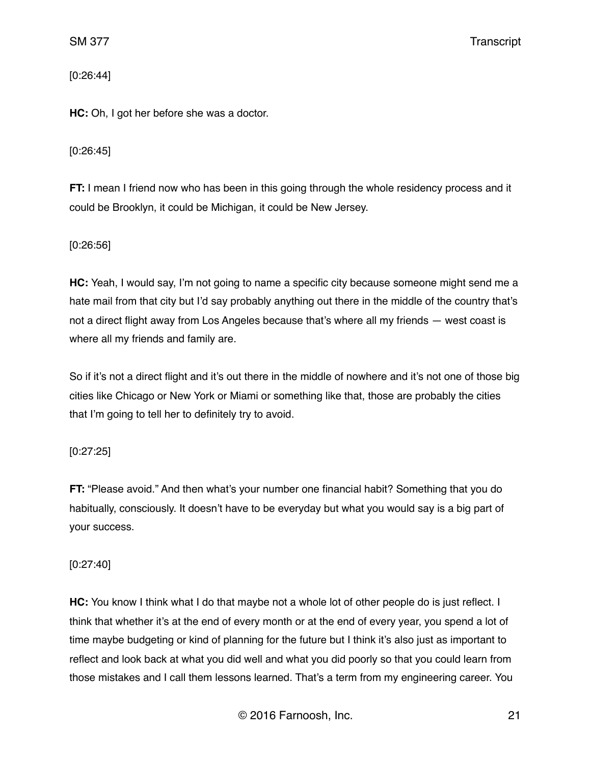[0:26:44]

**HC:** Oh, I got her before she was a doctor.

[0:26:45]

**FT:** I mean I friend now who has been in this going through the whole residency process and it could be Brooklyn, it could be Michigan, it could be New Jersey.

[0:26:56]

**HC:** Yeah, I would say, I'm not going to name a specific city because someone might send me a hate mail from that city but I'd say probably anything out there in the middle of the country that's not a direct flight away from Los Angeles because that's where all my friends — west coast is where all my friends and family are.

So if it's not a direct flight and it's out there in the middle of nowhere and it's not one of those big cities like Chicago or New York or Miami or something like that, those are probably the cities that I'm going to tell her to definitely try to avoid.

[0:27:25]

**FT:** "Please avoid." And then what's your number one financial habit? Something that you do habitually, consciously. It doesn't have to be everyday but what you would say is a big part of your success.

[0:27:40]

**HC:** You know I think what I do that maybe not a whole lot of other people do is just reflect. I think that whether it's at the end of every month or at the end of every year, you spend a lot of time maybe budgeting or kind of planning for the future but I think it's also just as important to reflect and look back at what you did well and what you did poorly so that you could learn from those mistakes and I call them lessons learned. That's a term from my engineering career. You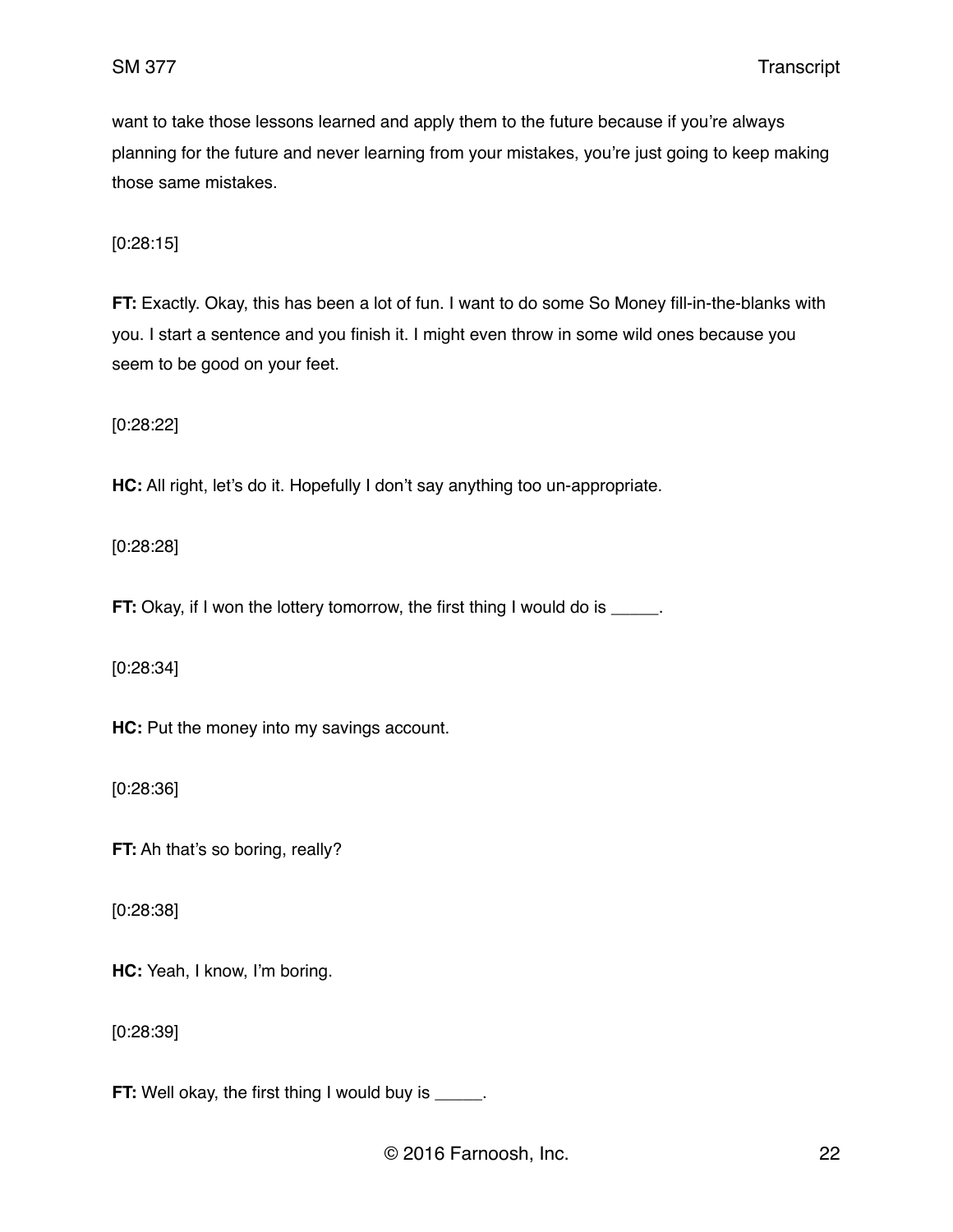want to take those lessons learned and apply them to the future because if you're always planning for the future and never learning from your mistakes, you're just going to keep making those same mistakes.

[0:28:15]

**FT:** Exactly. Okay, this has been a lot of fun. I want to do some So Money fill-in-the-blanks with you. I start a sentence and you finish it. I might even throw in some wild ones because you seem to be good on your feet.

[0:28:22]

**HC:** All right, let's do it. Hopefully I don't say anything too un-appropriate.

[0:28:28]

**FT:** Okay, if I won the lottery tomorrow, the first thing I would do is _____.

[0:28:34]

**HC:** Put the money into my savings account.

[0:28:36]

**FT:** Ah that's so boring, really?

[0:28:38]

**HC:** Yeah, I know, I'm boring.

[0:28:39]

**FT:** Well okay, the first thing I would buy is _____.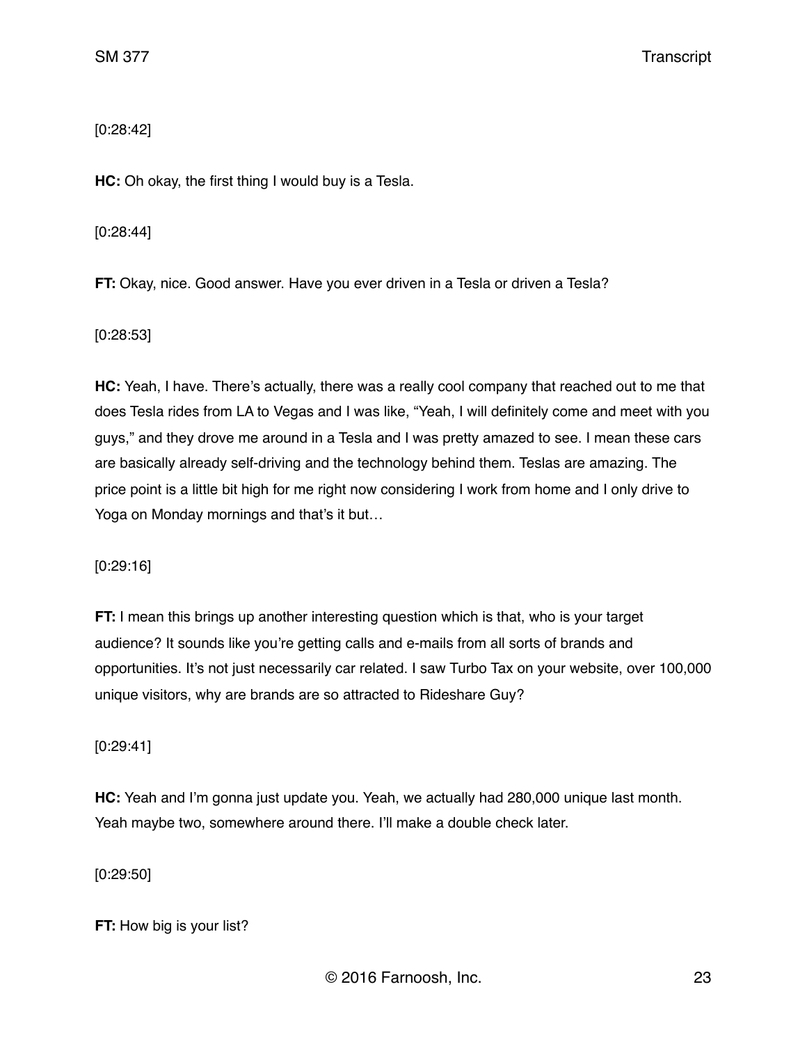[0:28:42]

**HC:** Oh okay, the first thing I would buy is a Tesla.

[0:28:44]

**FT:** Okay, nice. Good answer. Have you ever driven in a Tesla or driven a Tesla?

[0:28:53]

**HC:** Yeah, I have. There's actually, there was a really cool company that reached out to me that does Tesla rides from LA to Vegas and I was like, "Yeah, I will definitely come and meet with you guys," and they drove me around in a Tesla and I was pretty amazed to see. I mean these cars are basically already self-driving and the technology behind them. Teslas are amazing. The price point is a little bit high for me right now considering I work from home and I only drive to Yoga on Monday mornings and that's it but…

[0:29:16]

**FT:** I mean this brings up another interesting question which is that, who is your target audience? It sounds like you're getting calls and e-mails from all sorts of brands and opportunities. It's not just necessarily car related. I saw Turbo Tax on your website, over 100,000 unique visitors, why are brands are so attracted to Rideshare Guy?

[0:29:41]

**HC:** Yeah and I'm gonna just update you. Yeah, we actually had 280,000 unique last month. Yeah maybe two, somewhere around there. I'll make a double check later.

[0:29:50]

**FT:** How big is your list?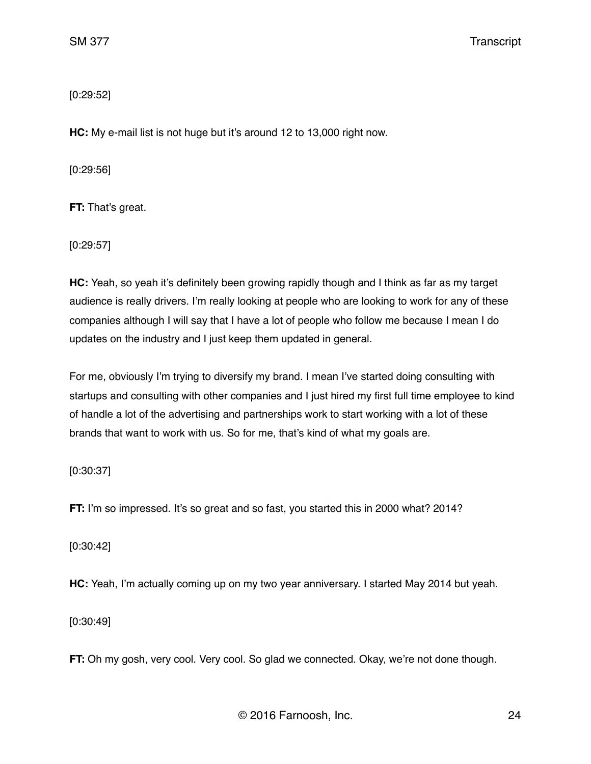[0:29:52]

**HC:** My e-mail list is not huge but it's around 12 to 13,000 right now.

[0:29:56]

**FT:** That's great.

[0:29:57]

**HC:** Yeah, so yeah it's definitely been growing rapidly though and I think as far as my target audience is really drivers. I'm really looking at people who are looking to work for any of these companies although I will say that I have a lot of people who follow me because I mean I do updates on the industry and I just keep them updated in general.

For me, obviously I'm trying to diversify my brand. I mean I've started doing consulting with startups and consulting with other companies and I just hired my first full time employee to kind of handle a lot of the advertising and partnerships work to start working with a lot of these brands that want to work with us. So for me, that's kind of what my goals are.

[0:30:37]

**FT:** I'm so impressed. It's so great and so fast, you started this in 2000 what? 2014?

[0:30:42]

**HC:** Yeah, I'm actually coming up on my two year anniversary. I started May 2014 but yeah.

[0:30:49]

**FT:** Oh my gosh, very cool. Very cool. So glad we connected. Okay, we're not done though.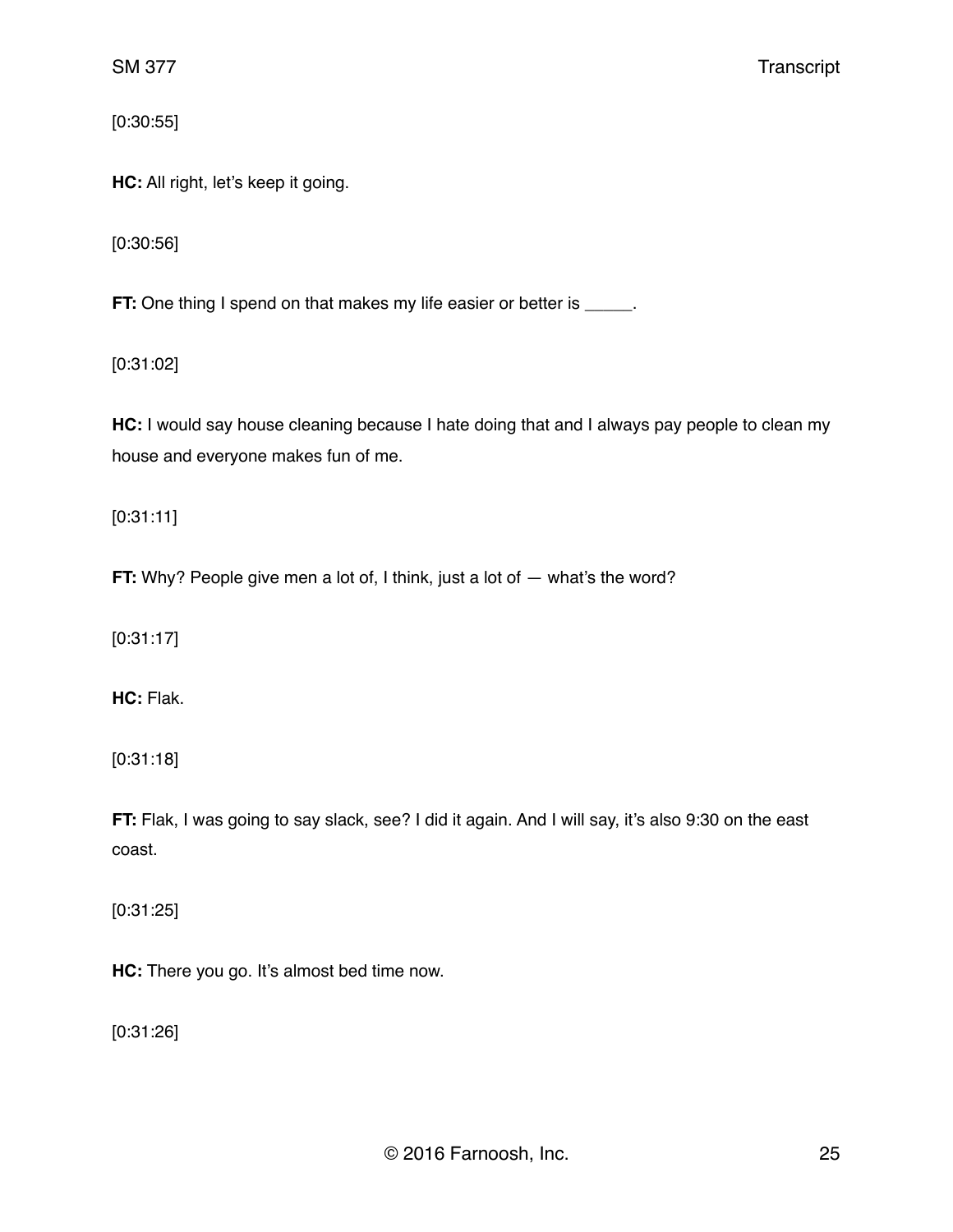[0:30:55]

**HC:** All right, let's keep it going.

[0:30:56]

**FT:** One thing I spend on that makes my life easier or better is _____.

[0:31:02]

**HC:** I would say house cleaning because I hate doing that and I always pay people to clean my house and everyone makes fun of me.

[0:31:11]

**FT:** Why? People give men a lot of, I think, just a lot of — what's the word?

[0:31:17]

**HC:** Flak.

[0:31:18]

**FT:** Flak, I was going to say slack, see? I did it again. And I will say, it's also 9:30 on the east coast.

[0:31:25]

**HC:** There you go. It's almost bed time now.

[0:31:26]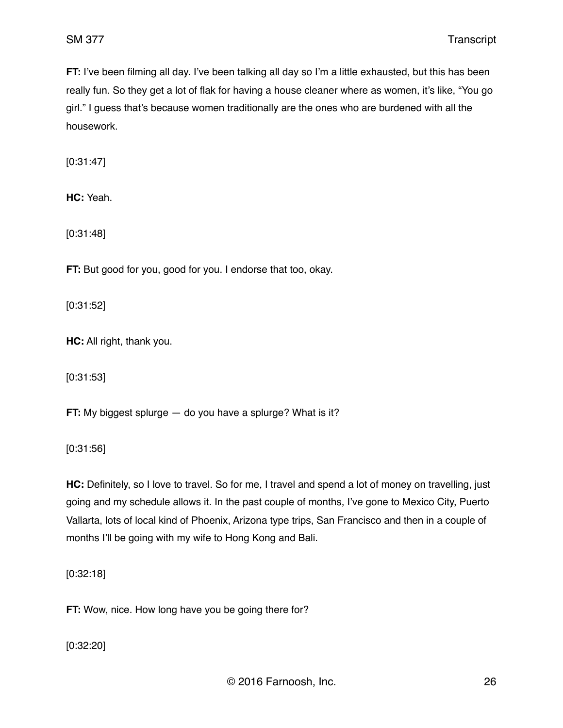**FT:** I've been filming all day. I've been talking all day so I'm a little exhausted, but this has been really fun. So they get a lot of flak for having a house cleaner where as women, it's like, "You go girl." I guess that's because women traditionally are the ones who are burdened with all the housework.

[0:31:47]

**HC:** Yeah.

[0:31:48]

**FT:** But good for you, good for you. I endorse that too, okay.

[0:31:52]

**HC:** All right, thank you.

[0:31:53]

**FT:** My biggest splurge — do you have a splurge? What is it?

[0:31:56]

**HC:** Definitely, so I love to travel. So for me, I travel and spend a lot of money on travelling, just going and my schedule allows it. In the past couple of months, I've gone to Mexico City, Puerto Vallarta, lots of local kind of Phoenix, Arizona type trips, San Francisco and then in a couple of months I'll be going with my wife to Hong Kong and Bali.

[0:32:18]

**FT:** Wow, nice. How long have you be going there for?

[0:32:20]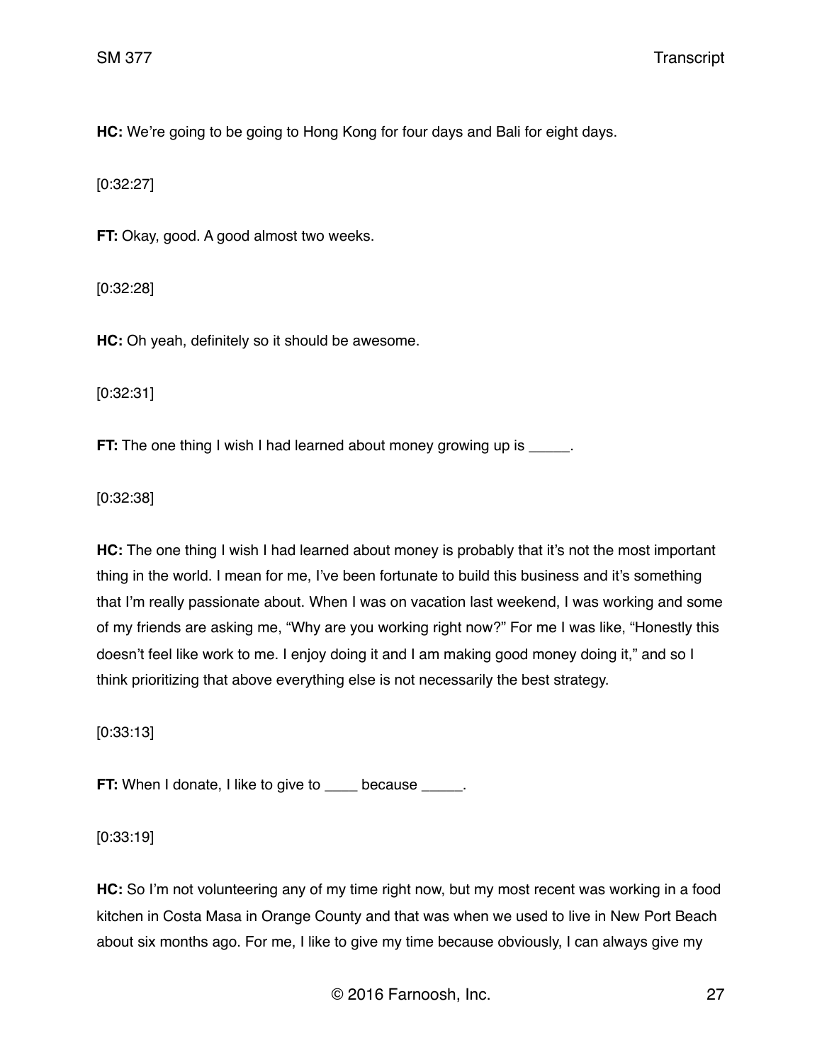**HC:** We're going to be going to Hong Kong for four days and Bali for eight days.

[0:32:27]

**FT:** Okay, good. A good almost two weeks.

[0:32:28]

**HC:** Oh yeah, definitely so it should be awesome.

[0:32:31]

**FT:** The one thing I wish I had learned about money growing up is _____.

[0:32:38]

**HC:** The one thing I wish I had learned about money is probably that it's not the most important thing in the world. I mean for me, I've been fortunate to build this business and it's something that I'm really passionate about. When I was on vacation last weekend, I was working and some of my friends are asking me, "Why are you working right now?" For me I was like, "Honestly this doesn't feel like work to me. I enjoy doing it and I am making good money doing it," and so I think prioritizing that above everything else is not necessarily the best strategy.

[0:33:13]

**FT:** When I donate, I like to give to ____ because _____.

[0:33:19]

**HC:** So I'm not volunteering any of my time right now, but my most recent was working in a food kitchen in Costa Masa in Orange County and that was when we used to live in New Port Beach about six months ago. For me, I like to give my time because obviously, I can always give my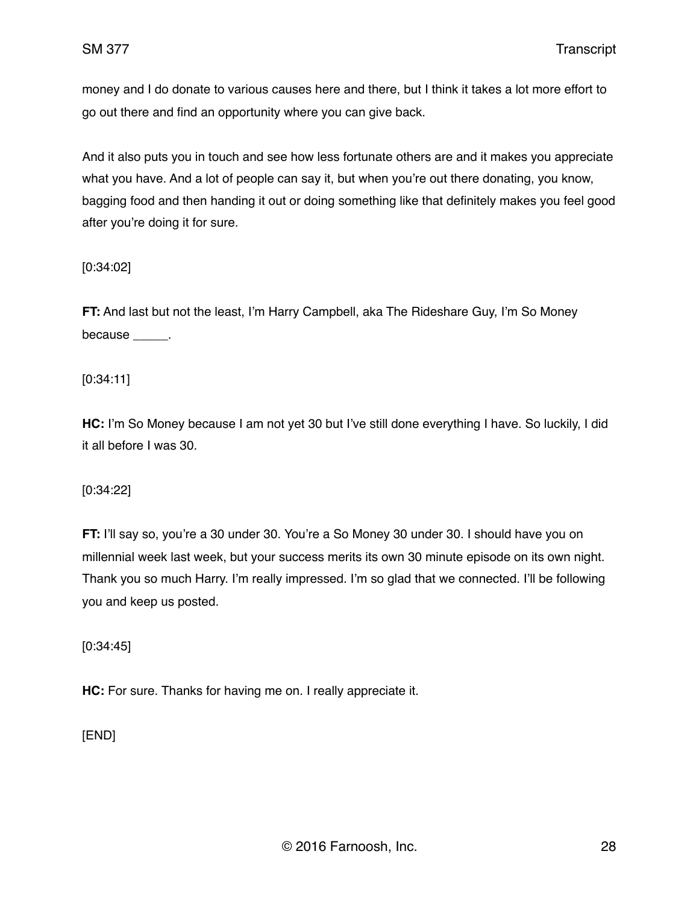money and I do donate to various causes here and there, but I think it takes a lot more effort to go out there and find an opportunity where you can give back.

And it also puts you in touch and see how less fortunate others are and it makes you appreciate what you have. And a lot of people can say it, but when you're out there donating, you know, bagging food and then handing it out or doing something like that definitely makes you feel good after you're doing it for sure.

[0:34:02]

**FT:** And last but not the least, I'm Harry Campbell, aka The Rideshare Guy, I'm So Money because _____.

[0:34:11]

**HC:** I'm So Money because I am not yet 30 but I've still done everything I have. So luckily, I did it all before I was 30.

[0:34:22]

**FT:** I'll say so, you're a 30 under 30. You're a So Money 30 under 30. I should have you on millennial week last week, but your success merits its own 30 minute episode on its own night. Thank you so much Harry. I'm really impressed. I'm so glad that we connected. I'll be following you and keep us posted.

[0:34:45]

**HC:** For sure. Thanks for having me on. I really appreciate it.

[END]